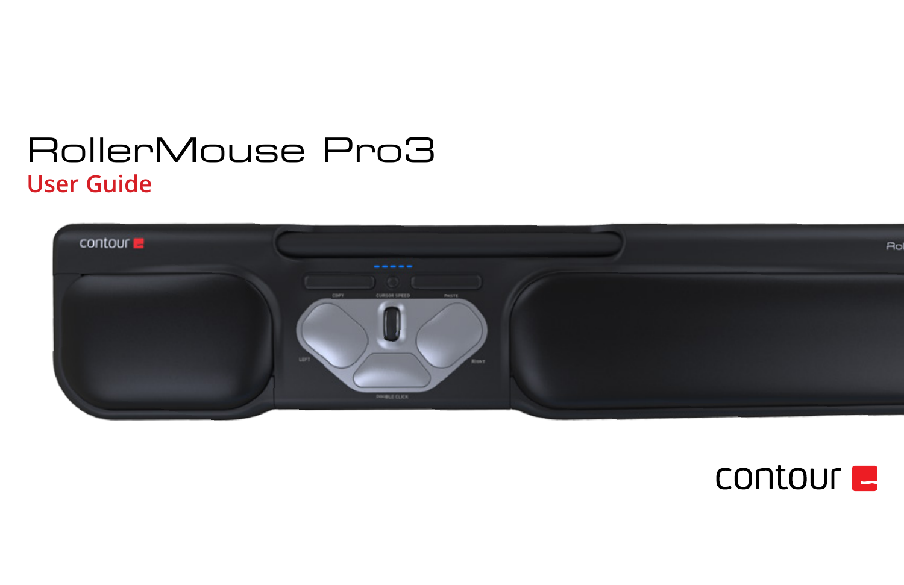# RollerMouse Pro3

## User Guide

contour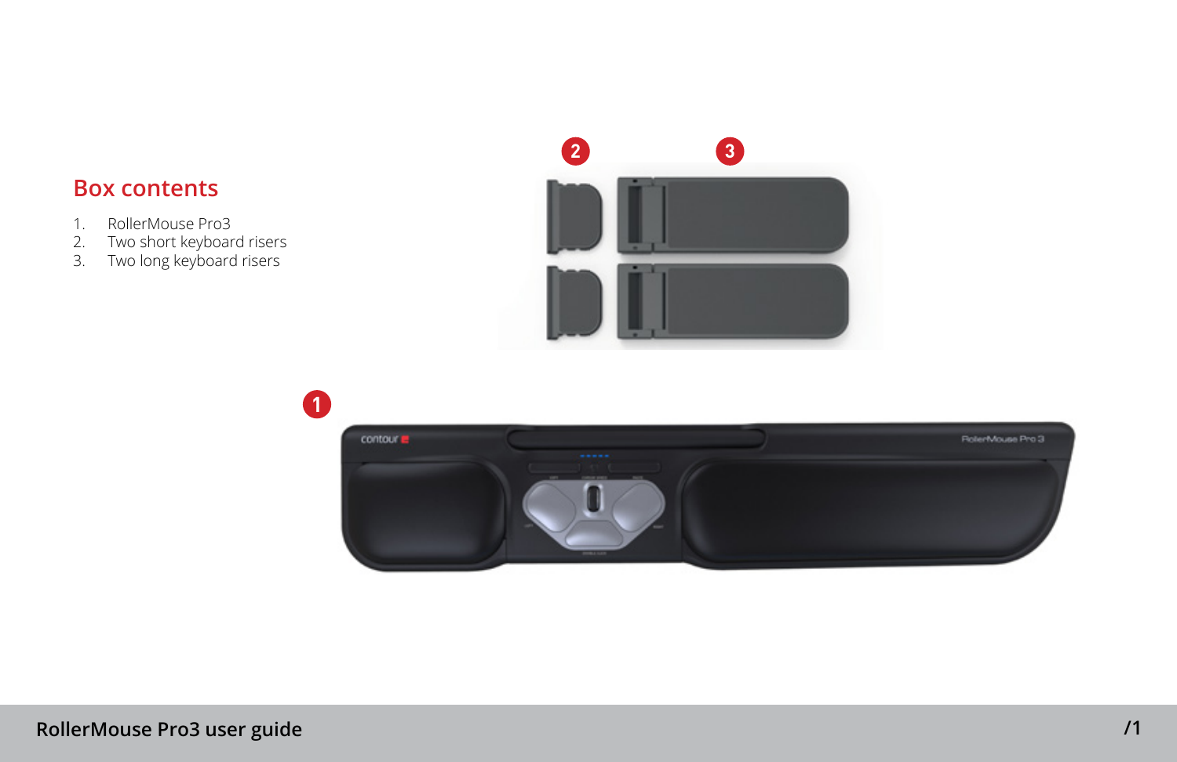## Box contents

1. RollerMouse Pro3
2. Two short keyboard risers
3. Two long keyboard risers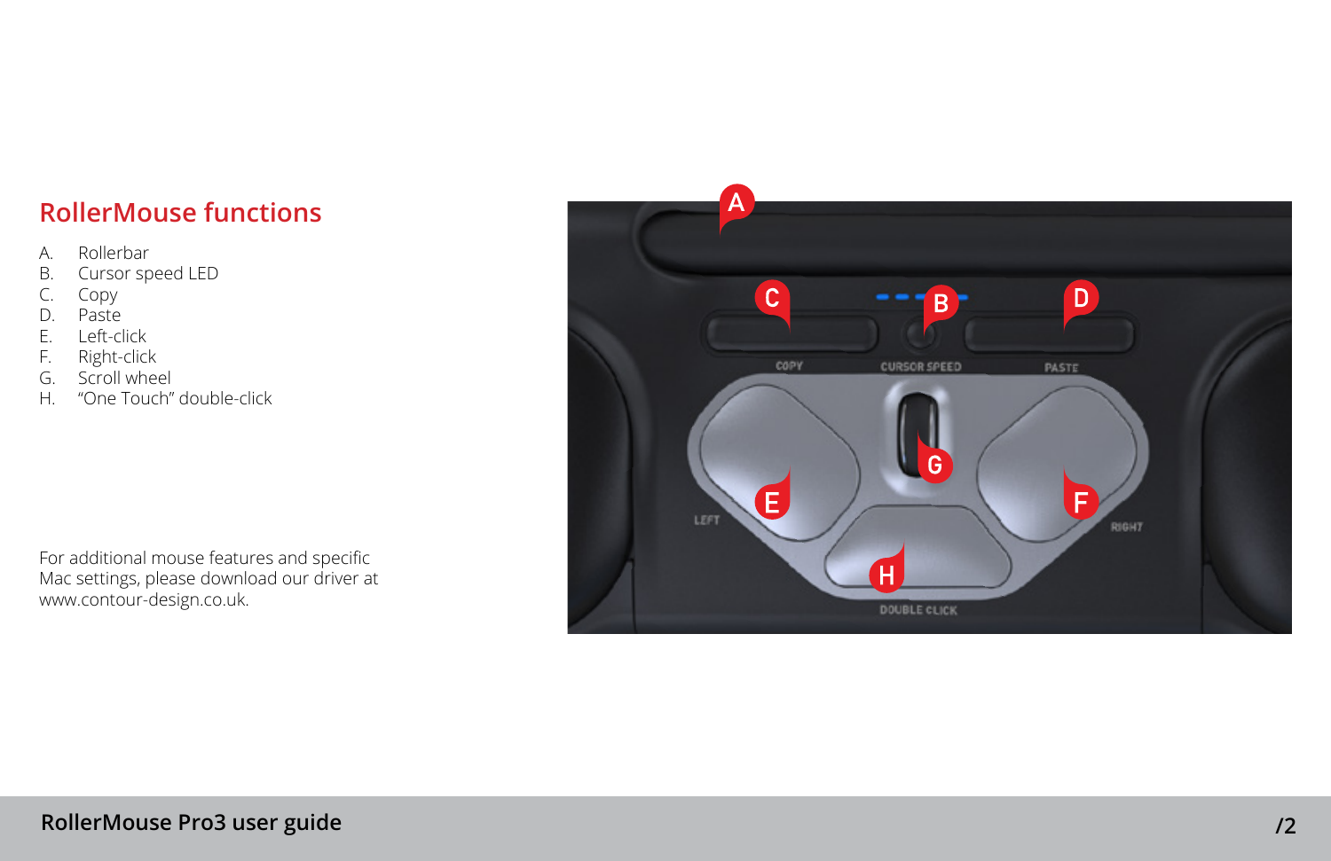## RollerMouse functions

A. Rollerbar
B. Cursor speed LED
C. Copy
D. Paste
E. Left-click
F. Right-click
G. Scroll wheel
H. “One Touch” double-click

For additional mouse features and specific Mac settings, please download our driver at www.contour-design.co.uk.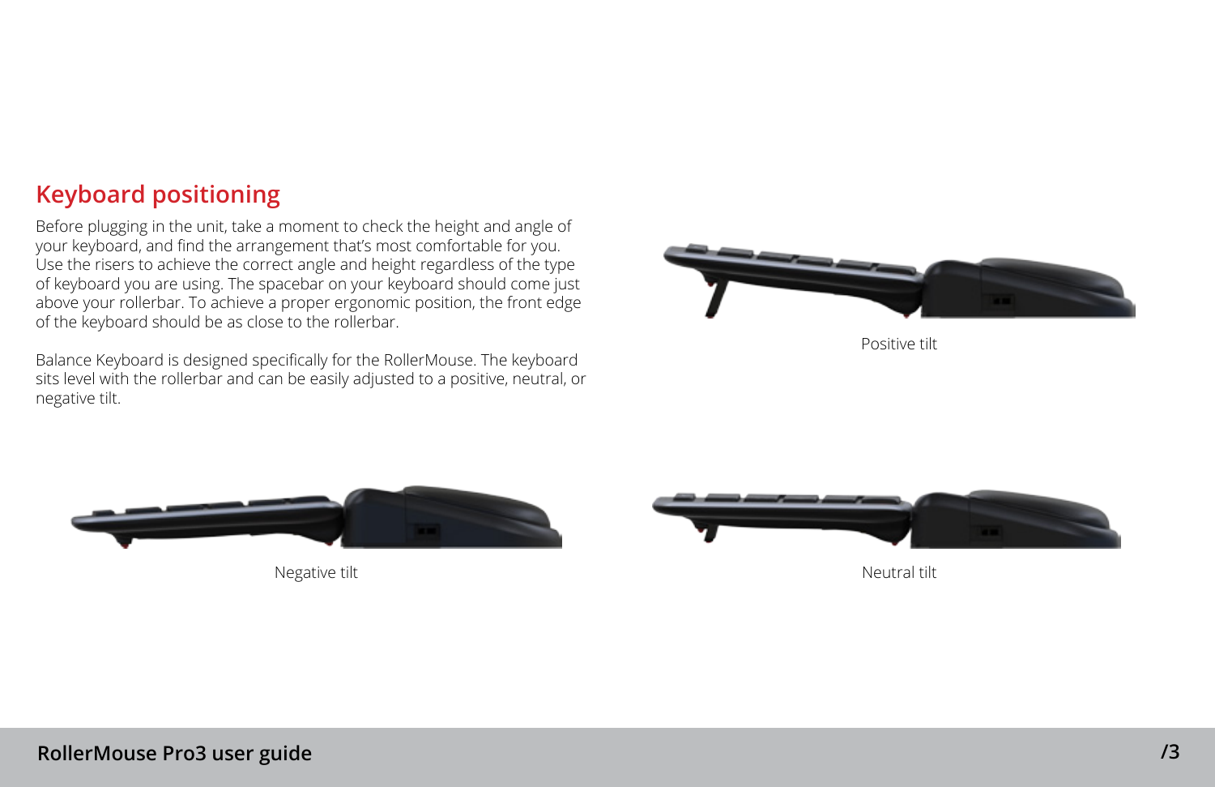## Keyboard positioning

Before plugging in the unit, take a moment to check the height and angle of your keyboard, and find the arrangement that's most comfortable for you. Use the risers to achieve the correct angle and height regardless of the type of keyboard you are using. The spacebar on your keyboard should come just above your rollerbar. To achieve a proper ergonomic position, the front edge of the keyboard should be as close to the rollerbar.

Balance Keyboard is designed specifically for the RollerMouse. The keyboard sits level with the rollerbar and can be easily adjusted to a positive, neutral, or negative tilt.

Positive tilt

Negative tilt

Neutral tilt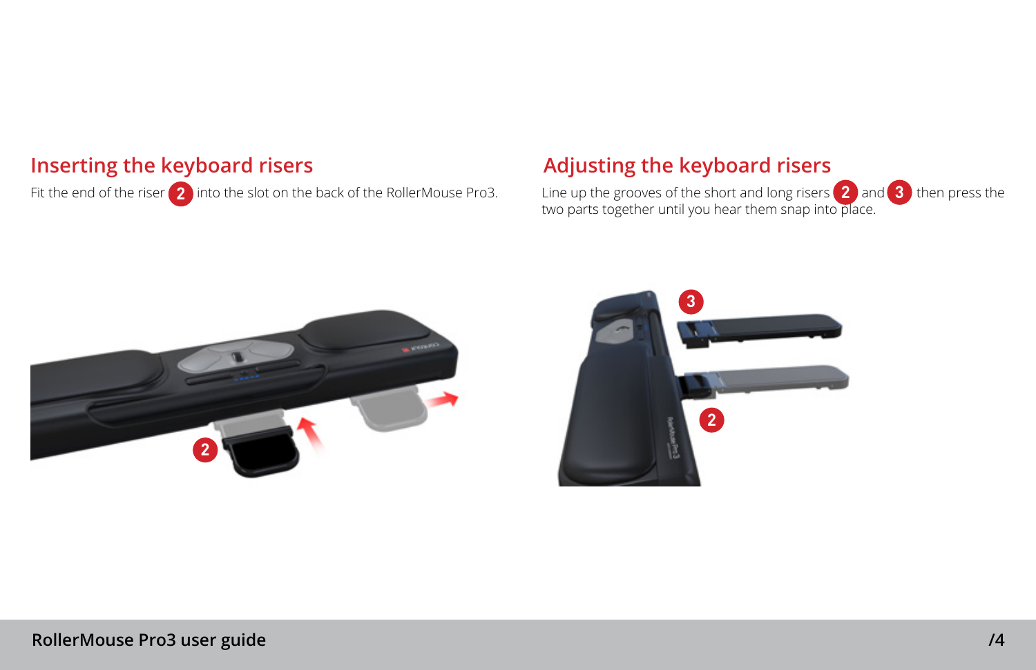## Inserting the keyboard risers

Fit the end of the riser 2 into the slot on the back of the RollerMouse Pro3.

## Adjusting the keyboard risers

Line up the grooves of the short and long risers 2 and 3 then press the two parts together until you hear them snap into place.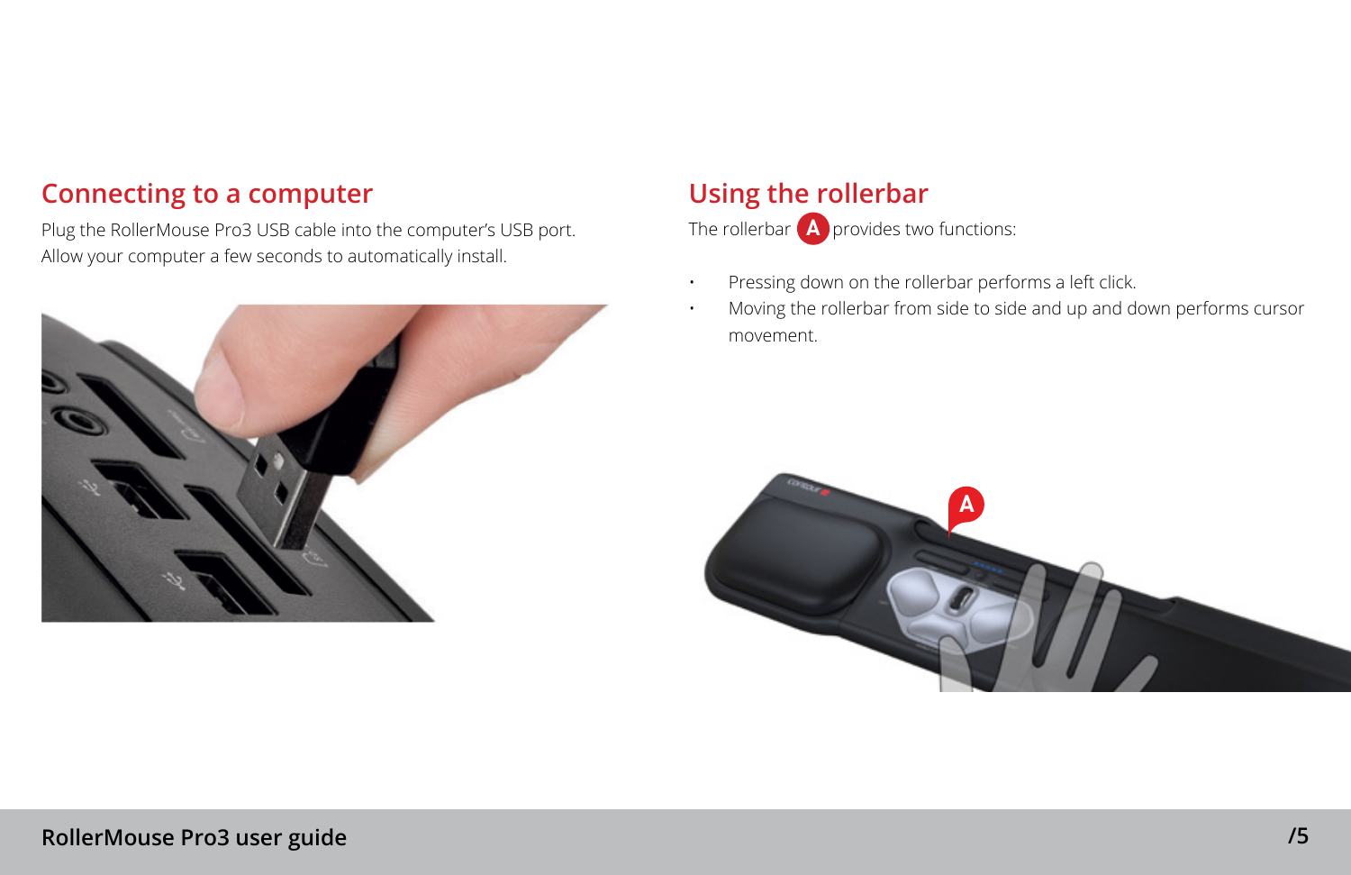## Connecting to a computer

Plug the RollerMouse Pro3 USB cable into the computer's USB port. Allow your computer a few seconds to automatically install.

## Using the rollerbar

The rollerbar **A** provides two functions:

- Pressing down on the rollerbar performs a left click.
- Moving the rollerbar from side to side and up and down performs cursor movement.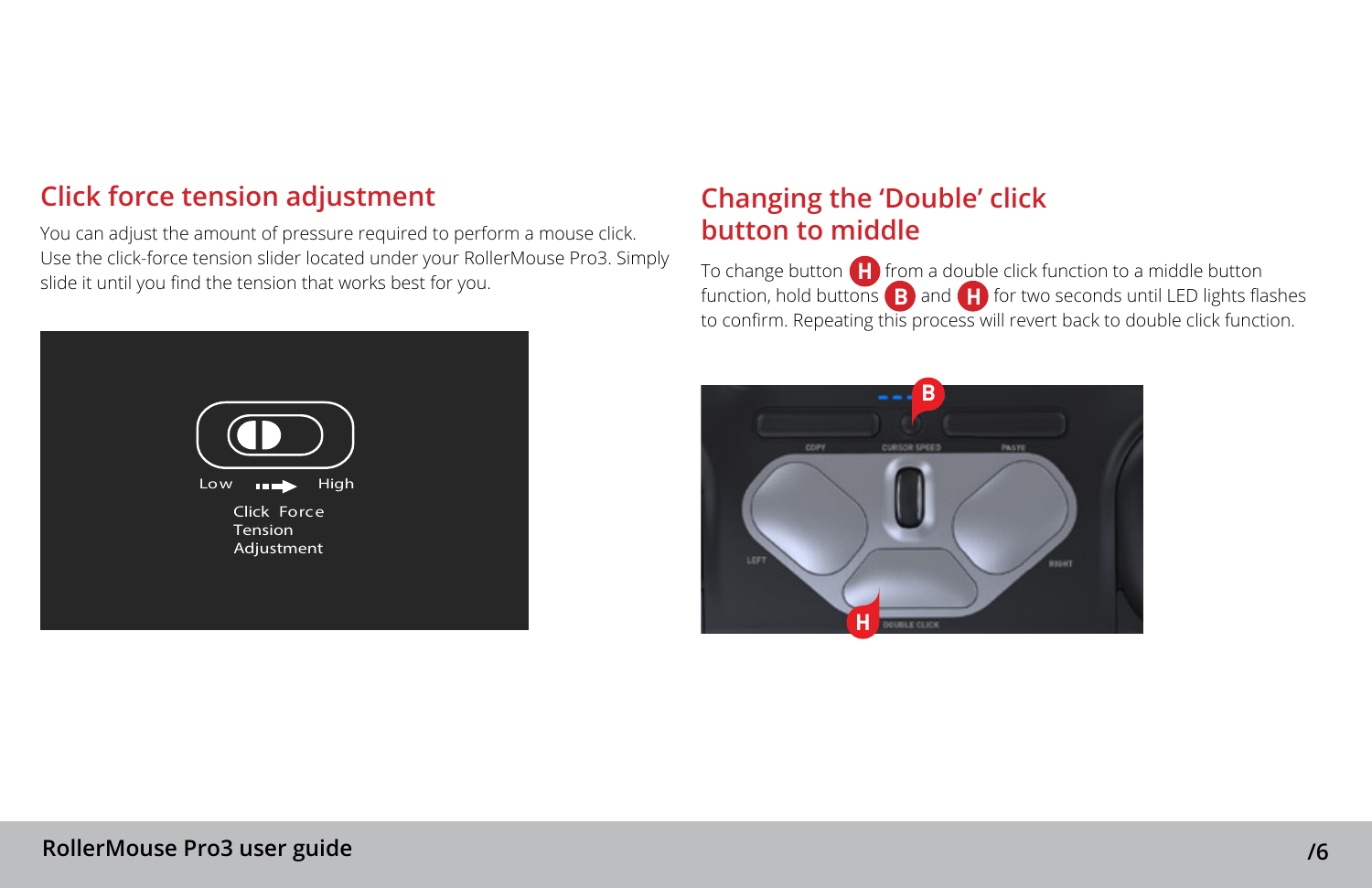## Click force tension adjustment

You can adjust the amount of pressure required to perform a mouse click. Use the click-force tension slider located under your RollerMouse Pro3. Simply slide it until you find the tension that works best for you.

## Changing the 'Double' click button to middle

To change button **H** from a double click function to a middle button function, hold buttons **B** and **H** for two seconds until LED lights flashes to confirm. Repeating this process will revert back to double click function.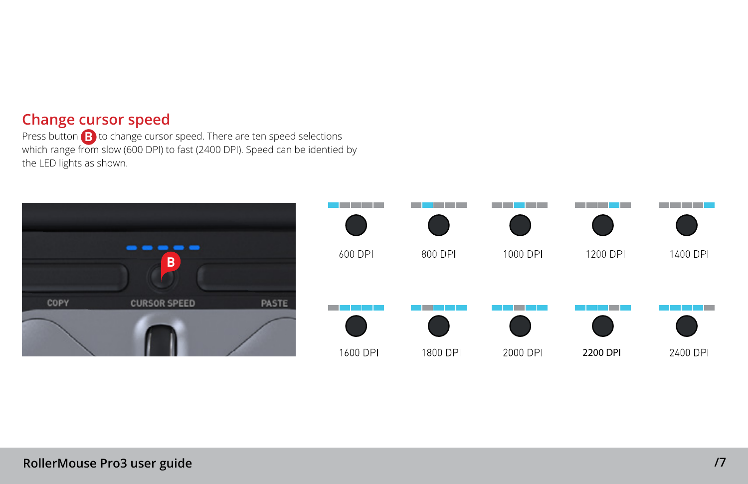## Change cursor speed

Press button **B** to change cursor speed. There are ten speed selections which range from slow (600 DPI) to fast (2400 DPI). Speed can be identied by the LED lights as shown.

COPY CURSOR SPEED PASTE

600 DPI

800 DPI

1000 DPI

1200 DPI

1400 DPI

1600 DPI

1800 DPI

2000 DPI

2200 DPI

2400 DPI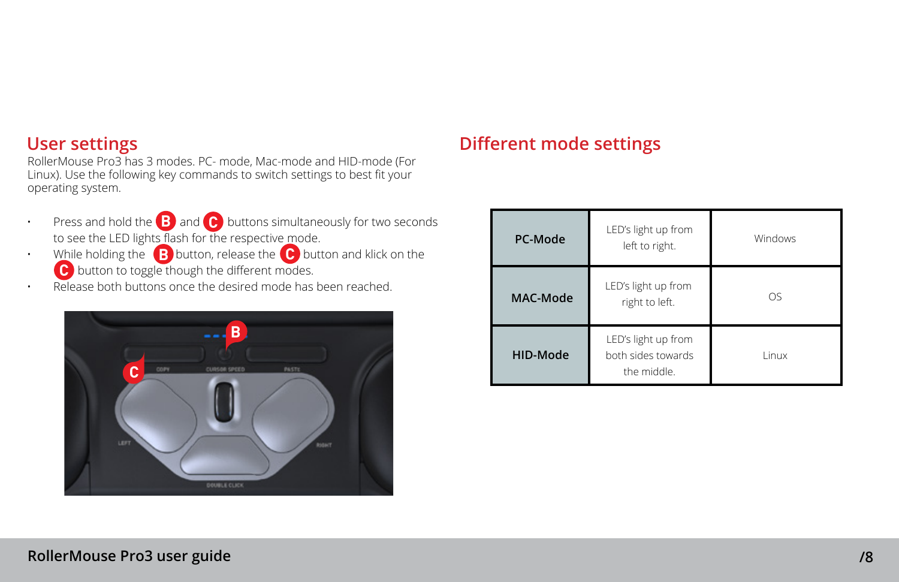## User settings

RollerMouse Pro3 has 3 modes. PC- mode, Mac-mode and HID-mode (For Linux). Use the following key commands to switch settings to best fit your operating system.

- Press and hold the B and C buttons simultaneously for two seconds to see the LED lights flash for the respective mode.
- While holding the B button, release the C button and klick on the C button to toggle though the different modes.
- Release both buttons once the desired mode has been reached.

## Different mode settings

| | | |
|---|---|---|
| **PC-Mode** | LED's light up from left to right. | Windows |
| **MAC-Mode** | LED's light up from right to left. | OS |
| **HID-Mode** | LED's light up from both sides towards the middle. | Linux |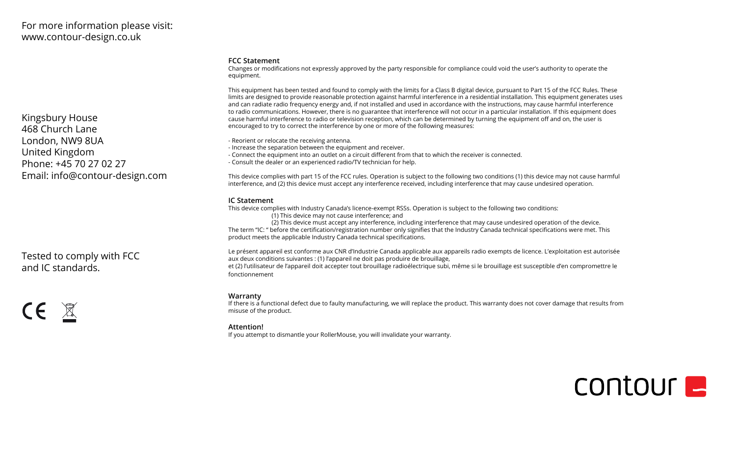For more information please visit:
www.contour-design.co.uk

Kingsbury House
468 Church Lane
London, NW9 8UA
United Kingdom
Phone: +45 70 27 02 27
Email: info@contour-design.com

Tested to comply with FCC
and IC standards.

CE

**FCC Statement**

Changes or modifications not expressly approved by the party responsible for compliance could void the user's authority to operate the equipment.

This equipment has been tested and found to comply with the limits for a Class B digital device, pursuant to Part 15 of the FCC Rules. These limits are designed to provide reasonable protection against harmful interference in a residential installation. This equipment generates uses and can radiate radio frequency energy and, if not installed and used in accordance with the instructions, may cause harmful interference to radio communications. However, there is no guarantee that interference will not occur in a particular installation. If this equipment does cause harmful interference to radio or television reception, which can be determined by turning the equipment off and on, the user is encouraged to try to correct the interference by one or more of the following measures:

- Reorient or relocate the receiving antenna.
- Increase the separation between the equipment and receiver.
- Connect the equipment into an outlet on a circuit different from that to which the receiver is connected.
- Consult the dealer or an experienced radio/TV technician for help.

This device complies with part 15 of the FCC rules. Operation is subject to the following two conditions (1) this device may not cause harmful interference, and (2) this device must accept any interference received, including interference that may cause undesired operation.

**IC Statement**

This device complies with Industry Canada's licence-exempt RSSs. Operation is subject to the following two conditions:

(1) This device may not cause interference; and

(2) This device must accept any interference, including interference that may cause undesired operation of the device.

The term "IC: " before the certification/registration number only signifies that the Industry Canada technical specifications were met. This product meets the applicable Industry Canada technical specifications.

Le présent appareil est conforme aux CNR d'Industrie Canada applicable aux appareils radio exempts de licence. L'exploitation est autorisée aux deux conditions suivantes : (1) l'appareil ne doit pas produire de brouillage,
et (2) l'utilisateur de l'appareil doit accepter tout brouillage radioélectrique subi, même si le brouillage est susceptible d'en compromettre le fonctionnement

**Warranty**

If there is a functional defect due to faulty manufacturing, we will replace the product. This warranty does not cover damage that results from misuse of the product.

**Attention!**

If you attempt to dismantle your RollerMouse, you will invalidate your warranty.

contour